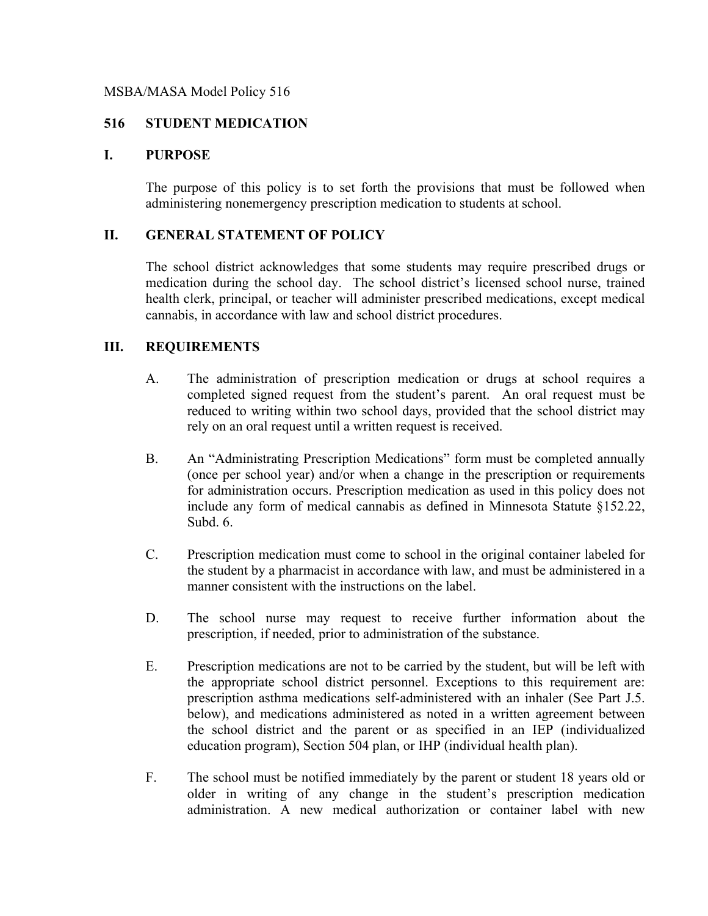MSBA/MASA Model Policy 516

# 516 STUDENT MEDICATION

## I. PURPOSE

The purpose of this policy is to set forth the provisions that must be followed when administering nonemergency prescription medication to students at school.

## II. GENERAL STATEMENT OF POLICY

The school district acknowledges that some students may require prescribed drugs or medication during the school day. The school district's licensed school nurse, trained health clerk, principal, or teacher will administer prescribed medications, except medical cannabis, in accordance with law and school district procedures.

## III. REQUIREMENTS

A. The administration of prescription medication or drugs at school requires a completed signed request from the student's parent. An oral request must be reduced to writing within two school days, provided that the school district may rely on an oral request until a written request is received.

B. An "Administrating Prescription Medications" form must be completed annually (once per school year) and/or when a change in the prescription or requirements for administration occurs. Prescription medication as used in this policy does not include any form of medical cannabis as defined in Minnesota Statute §152.22, Subd. 6.

C. Prescription medication must come to school in the original container labeled for the student by a pharmacist in accordance with law, and must be administered in a manner consistent with the instructions on the label.

D. The school nurse may request to receive further information about the prescription, if needed, prior to administration of the substance.

E. Prescription medications are not to be carried by the student, but will be left with the appropriate school district personnel. Exceptions to this requirement are: prescription asthma medications self-administered with an inhaler (See Part J.5. below), and medications administered as noted in a written agreement between the school district and the parent or as specified in an IEP (individualized education program), Section 504 plan, or IHP (individual health plan).

F. The school must be notified immediately by the parent or student 18 years old or older in writing of any change in the student's prescription medication administration. A new medical authorization or container label with new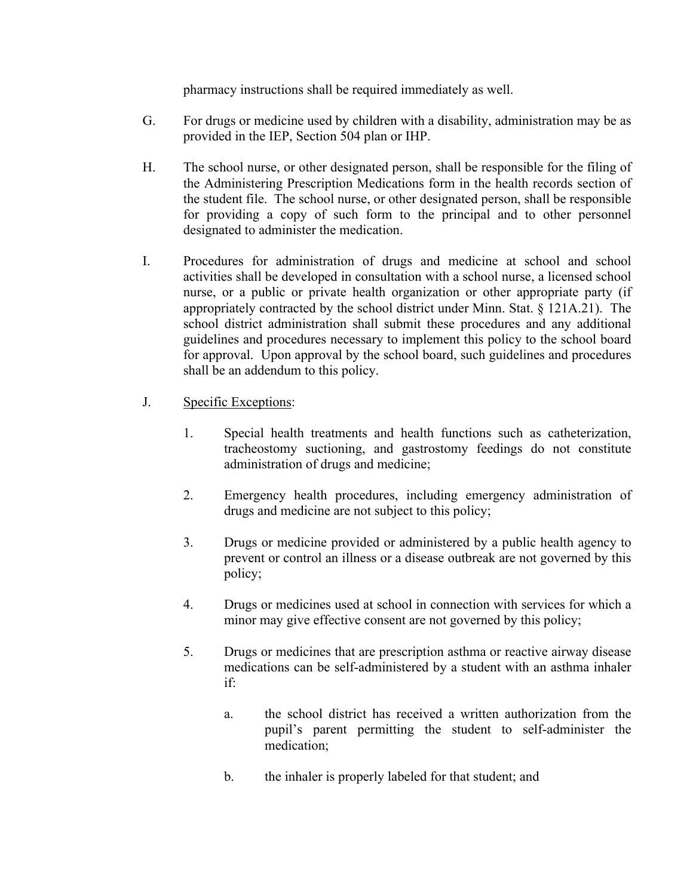pharmacy instructions shall be required immediately as well.

G. For drugs or medicine used by children with a disability, administration may be as provided in the IEP, Section 504 plan or IHP.

H. The school nurse, or other designated person, shall be responsible for the filing of the Administering Prescription Medications form in the health records section of the student file. The school nurse, or other designated person, shall be responsible for providing a copy of such form to the principal and to other personnel designated to administer the medication.

I. Procedures for administration of drugs and medicine at school and school activities shall be developed in consultation with a school nurse, a licensed school nurse, or a public or private health organization or other appropriate party (if appropriately contracted by the school district under Minn. Stat. § 121A.21). The school district administration shall submit these procedures and any additional guidelines and procedures necessary to implement this policy to the school board for approval. Upon approval by the school board, such guidelines and procedures shall be an addendum to this policy.

J. Specific Exceptions:

1. Special health treatments and health functions such as catheterization, tracheostomy suctioning, and gastrostomy feedings do not constitute administration of drugs and medicine;

2. Emergency health procedures, including emergency administration of drugs and medicine are not subject to this policy;

3. Drugs or medicine provided or administered by a public health agency to prevent or control an illness or a disease outbreak are not governed by this policy;

4. Drugs or medicines used at school in connection with services for which a minor may give effective consent are not governed by this policy;

5. Drugs or medicines that are prescription asthma or reactive airway disease medications can be self-administered by a student with an asthma inhaler if:

   a. the school district has received a written authorization from the pupil's parent permitting the student to self-administer the medication;

   b. the inhaler is properly labeled for that student; and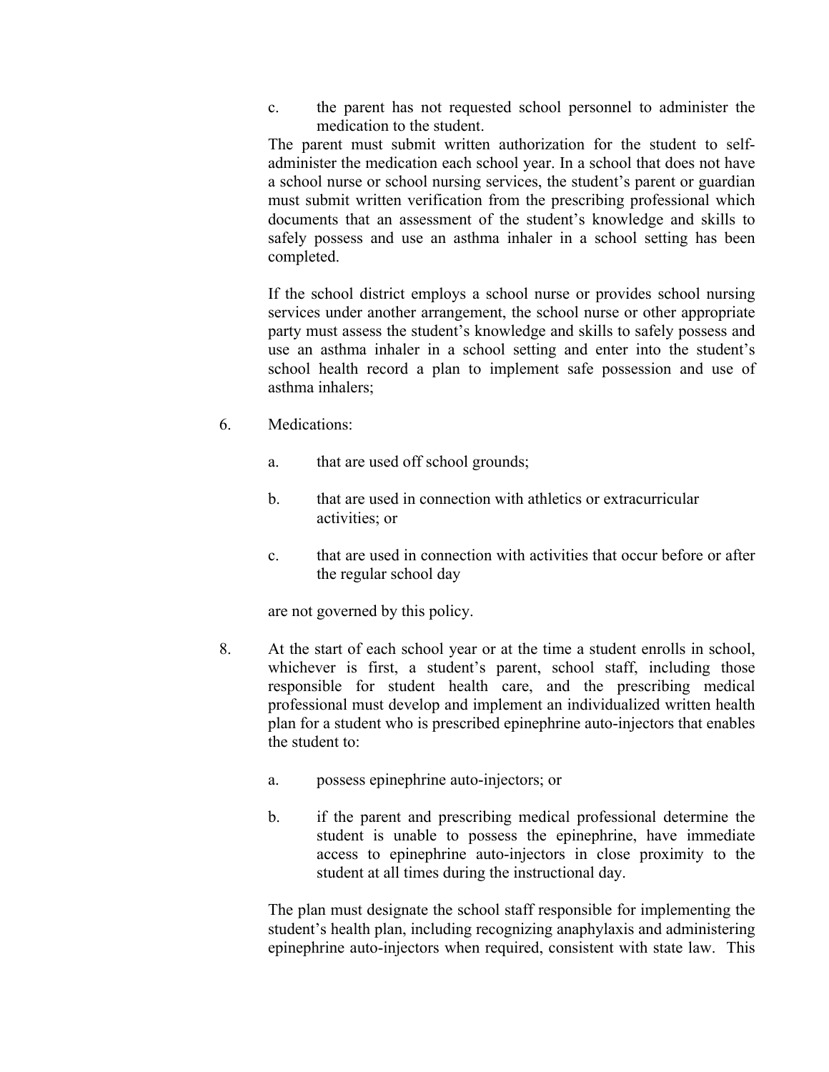c. the parent has not requested school personnel to administer the medication to the student.

The parent must submit written authorization for the student to self-administer the medication each school year. In a school that does not have a school nurse or school nursing services, the student's parent or guardian must submit written verification from the prescribing professional which documents that an assessment of the student's knowledge and skills to safely possess and use an asthma inhaler in a school setting has been completed.

If the school district employs a school nurse or provides school nursing services under another arrangement, the school nurse or other appropriate party must assess the student's knowledge and skills to safely possess and use an asthma inhaler in a school setting and enter into the student's school health record a plan to implement safe possession and use of asthma inhalers;

6. Medications:

   a. that are used off school grounds;

   b. that are used in connection with athletics or extracurricular activities; or

   c. that are used in connection with activities that occur before or after the regular school day

   are not governed by this policy.

8. At the start of each school year or at the time a student enrolls in school, whichever is first, a student's parent, school staff, including those responsible for student health care, and the prescribing medical professional must develop and implement an individualized written health plan for a student who is prescribed epinephrine auto-injectors that enables the student to:

   a. possess epinephrine auto-injectors; or

   b. if the parent and prescribing medical professional determine the student is unable to possess the epinephrine, have immediate access to epinephrine auto-injectors in close proximity to the student at all times during the instructional day.

   The plan must designate the school staff responsible for implementing the student's health plan, including recognizing anaphylaxis and administering epinephrine auto-injectors when required, consistent with state law. This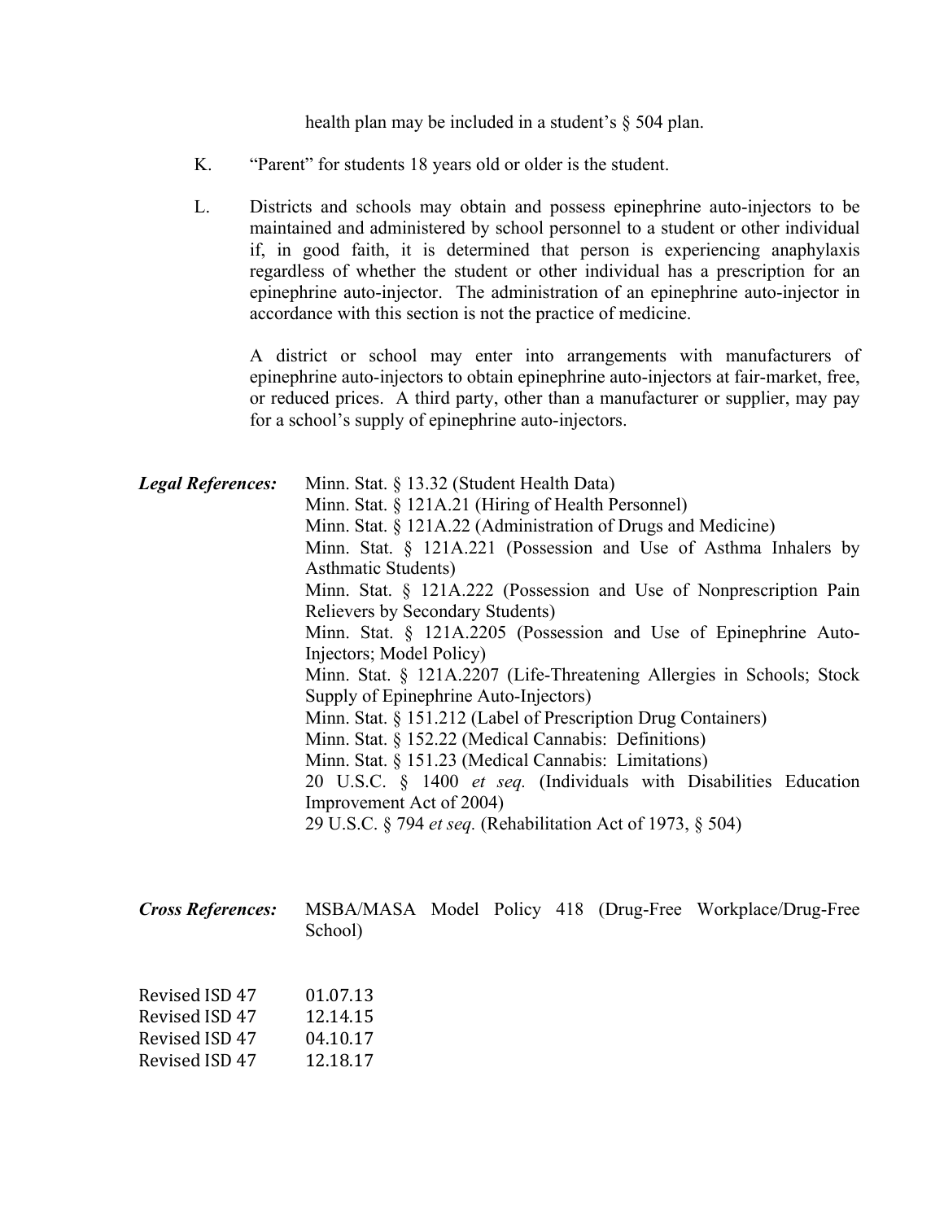health plan may be included in a student's § 504 plan.

K. "Parent" for students 18 years old or older is the student.

L. Districts and schools may obtain and possess epinephrine auto-injectors to be maintained and administered by school personnel to a student or other individual if, in good faith, it is determined that person is experiencing anaphylaxis regardless of whether the student or other individual has a prescription for an epinephrine auto-injector. The administration of an epinephrine auto-injector in accordance with this section is not the practice of medicine.

A district or school may enter into arrangements with manufacturers of epinephrine auto-injectors to obtain epinephrine auto-injectors at fair-market, free, or reduced prices. A third party, other than a manufacturer or supplier, may pay for a school's supply of epinephrine auto-injectors.

***Legal References:***

Minn. Stat. § 13.32 (Student Health Data)
Minn. Stat. § 121A.21 (Hiring of Health Personnel)
Minn. Stat. § 121A.22 (Administration of Drugs and Medicine)
Minn. Stat. § 121A.221 (Possession and Use of Asthma Inhalers by Asthmatic Students)
Minn. Stat. § 121A.222 (Possession and Use of Nonprescription Pain Relievers by Secondary Students)
Minn. Stat. § 121A.2205 (Possession and Use of Epinephrine Auto-Injectors; Model Policy)
Minn. Stat. § 121A.2207 (Life-Threatening Allergies in Schools; Stock Supply of Epinephrine Auto-Injectors)
Minn. Stat. § 151.212 (Label of Prescription Drug Containers)
Minn. Stat. § 152.22 (Medical Cannabis: Definitions)
Minn. Stat. § 151.23 (Medical Cannabis: Limitations)
20 U.S.C. § 1400 *et seq.* (Individuals with Disabilities Education Improvement Act of 2004)
29 U.S.C. § 794 *et seq.* (Rehabilitation Act of 1973, § 504)

***Cross References:***

MSBA/MASA Model Policy 418 (Drug-Free Workplace/Drug-Free School)

Revised ISD 47 01.07.13
Revised ISD 47 12.14.15
Revised ISD 47 04.10.17
Revised ISD 47 12.18.17